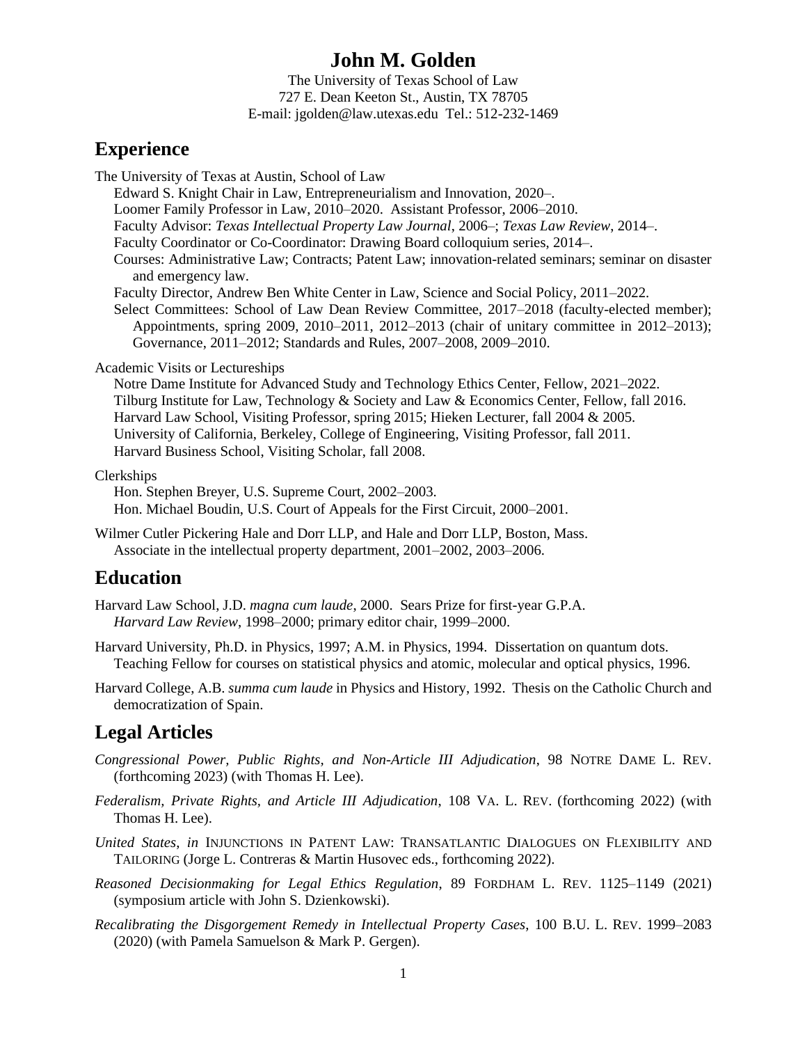# John M. Golden

The University of Texas School of Law
727 E. Dean Keeton St., Austin, TX 78705
E-mail: jgolden@law.utexas.edu Tel.: 512-232-1469

## Experience

The University of Texas at Austin, School of Law

- Edward S. Knight Chair in Law, Entrepreneurialism and Innovation, 2020–.
- Loomer Family Professor in Law, 2010–2020. Assistant Professor, 2006–2010.
- Faculty Advisor: *Texas Intellectual Property Law Journal*, 2006–; *Texas Law Review*, 2014–.
- Faculty Coordinator or Co-Coordinator: Drawing Board colloquium series, 2014–.
- Courses: Administrative Law; Contracts; Patent Law; innovation-related seminars; seminar on disaster and emergency law.
- Faculty Director, Andrew Ben White Center in Law, Science and Social Policy, 2011–2022.
- Select Committees: School of Law Dean Review Committee, 2017–2018 (faculty-elected member); Appointments, spring 2009, 2010–2011, 2012–2013 (chair of unitary committee in 2012–2013); Governance, 2011–2012; Standards and Rules, 2007–2008, 2009–2010.

Academic Visits or Lectureships

- Notre Dame Institute for Advanced Study and Technology Ethics Center, Fellow, 2021–2022.
- Tilburg Institute for Law, Technology & Society and Law & Economics Center, Fellow, fall 2016.
- Harvard Law School, Visiting Professor, spring 2015; Hieken Lecturer, fall 2004 & 2005.
- University of California, Berkeley, College of Engineering, Visiting Professor, fall 2011.
- Harvard Business School, Visiting Scholar, fall 2008.

Clerkships

- Hon. Stephen Breyer, U.S. Supreme Court, 2002–2003.
- Hon. Michael Boudin, U.S. Court of Appeals for the First Circuit, 2000–2001.

Wilmer Cutler Pickering Hale and Dorr LLP, and Hale and Dorr LLP, Boston, Mass.

- Associate in the intellectual property department, 2001–2002, 2003–2006.

## Education

Harvard Law School, J.D. *magna cum laude*, 2000. Sears Prize for first-year G.P.A.
*Harvard Law Review*, 1998–2000; primary editor chair, 1999–2000.

Harvard University, Ph.D. in Physics, 1997; A.M. in Physics, 1994. Dissertation on quantum dots.
Teaching Fellow for courses on statistical physics and atomic, molecular and optical physics, 1996.

Harvard College, A.B. *summa cum laude* in Physics and History, 1992. Thesis on the Catholic Church and democratization of Spain.

## Legal Articles

*Congressional Power, Public Rights, and Non-Article III Adjudication*, 98 NOTRE DAME L. REV. (forthcoming 2023) (with Thomas H. Lee).

*Federalism, Private Rights, and Article III Adjudication*, 108 VA. L. REV. (forthcoming 2022) (with Thomas H. Lee).

*United States*, *in* INJUNCTIONS IN PATENT LAW: TRANSATLANTIC DIALOGUES ON FLEXIBILITY AND TAILORING (Jorge L. Contreras & Martin Husovec eds., forthcoming 2022).

*Reasoned Decisionmaking for Legal Ethics Regulation*, 89 FORDHAM L. REV. 1125–1149 (2021) (symposium article with John S. Dzienkowski).

*Recalibrating the Disgorgement Remedy in Intellectual Property Cases*, 100 B.U. L. REV. 1999–2083 (2020) (with Pamela Samuelson & Mark P. Gergen).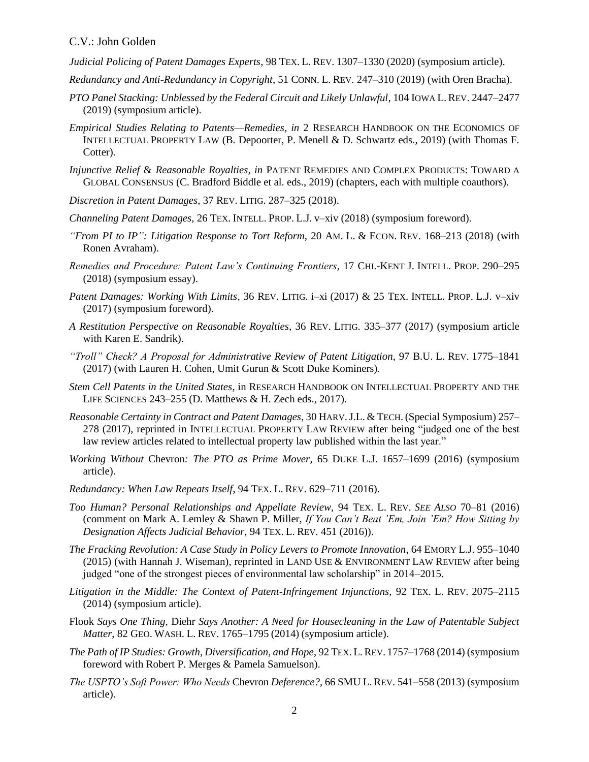*Judicial Policing of Patent Damages Experts*, 98 TEX. L. REV. 1307–1330 (2020) (symposium article).

*Redundancy and Anti-Redundancy in Copyright*, 51 CONN. L. REV. 247–310 (2019) (with Oren Bracha).

*PTO Panel Stacking: Unblessed by the Federal Circuit and Likely Unlawful*, 104 IOWA L. REV. 2447–2477 (2019) (symposium article).

*Empirical Studies Relating to Patents—Remedies*, *in* 2 RESEARCH HANDBOOK ON THE ECONOMICS OF INTELLECTUAL PROPERTY LAW (B. Depoorter, P. Menell & D. Schwartz eds., 2019) (with Thomas F. Cotter).

*Injunctive Relief* & *Reasonable Royalties*, *in* PATENT REMEDIES AND COMPLEX PRODUCTS: TOWARD A GLOBAL CONSENSUS (C. Bradford Biddle et al. eds., 2019) (chapters, each with multiple coauthors).

*Discretion in Patent Damages*, 37 REV. LITIG. 287–325 (2018).

*Channeling Patent Damages*, 26 TEX. INTELL. PROP. L.J. v–xiv (2018) (symposium foreword).

*"From PI to IP": Litigation Response to Tort Reform*, 20 AM. L. & ECON. REV. 168–213 (2018) (with Ronen Avraham).

*Remedies and Procedure: Patent Law's Continuing Frontiers*, 17 CHI.-KENT J. INTELL. PROP. 290–295 (2018) (symposium essay).

*Patent Damages: Working With Limits*, 36 REV. LITIG. i–xi (2017) & 25 TEX. INTELL. PROP. L.J. v–xiv (2017) (symposium foreword).

*A Restitution Perspective on Reasonable Royalties*, 36 REV. LITIG. 335–377 (2017) (symposium article with Karen E. Sandrik).

*"Troll" Check? A Proposal for Administrative Review of Patent Litigation*, 97 B.U. L. REV. 1775–1841 (2017) (with Lauren H. Cohen, Umit Gurun & Scott Duke Kominers).

*Stem Cell Patents in the United States*, in RESEARCH HANDBOOK ON INTELLECTUAL PROPERTY AND THE LIFE SCIENCES 243–255 (D. Matthews & H. Zech eds., 2017).

*Reasonable Certainty in Contract and Patent Damages*, 30 HARV. J.L. & TECH. (Special Symposium) 257–278 (2017), reprinted in INTELLECTUAL PROPERTY LAW REVIEW after being "judged one of the best law review articles related to intellectual property law published within the last year."

*Working Without* Chevron*: The PTO as Prime Mover*, 65 DUKE L.J. 1657–1699 (2016) (symposium article).

*Redundancy: When Law Repeats Itself*, 94 TEX. L. REV. 629–711 (2016).

*Too Human? Personal Relationships and Appellate Review*, 94 TEX. L. REV. *SEE ALSO* 70–81 (2016) (comment on Mark A. Lemley & Shawn P. Miller, *If You Can't Beat 'Em, Join 'Em? How Sitting by Designation Affects Judicial Behavior*, 94 TEX. L. REV. 451 (2016)).

*The Fracking Revolution: A Case Study in Policy Levers to Promote Innovation*, 64 EMORY L.J. 955–1040 (2015) (with Hannah J. Wiseman), reprinted in LAND USE & ENVIRONMENT LAW REVIEW after being judged "one of the strongest pieces of environmental law scholarship" in 2014–2015.

*Litigation in the Middle: The Context of Patent-Infringement Injunctions*, 92 TEX. L. REV. 2075–2115 (2014) (symposium article).

Flook *Says One Thing,* Diehr *Says Another: A Need for Housecleaning in the Law of Patentable Subject Matter*, 82 GEO. WASH. L. REV. 1765–1795 (2014) (symposium article).

*The Path of IP Studies: Growth, Diversification, and Hope*, 92 TEX. L. REV. 1757–1768 (2014) (symposium foreword with Robert P. Merges & Pamela Samuelson).

*The USPTO's Soft Power: Who Needs* Chevron *Deference?*, 66 SMU L. REV. 541–558 (2013) (symposium article).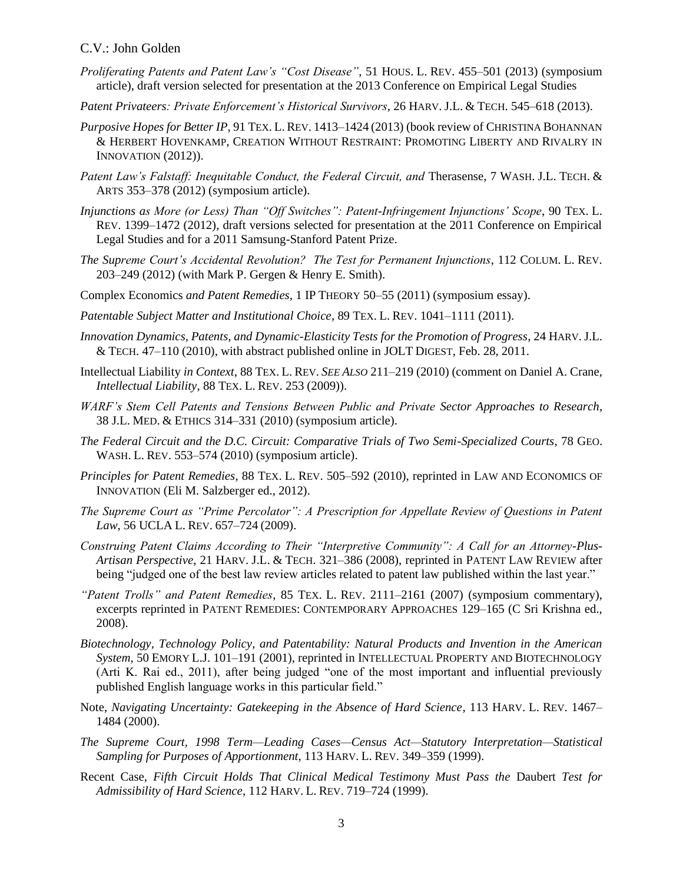*Proliferating Patents and Patent Law's "Cost Disease"*, 51 HOUS. L. REV. 455–501 (2013) (symposium article), draft version selected for presentation at the 2013 Conference on Empirical Legal Studies

*Patent Privateers: Private Enforcement's Historical Survivors*, 26 HARV. J.L. & TECH. 545–618 (2013).

*Purposive Hopes for Better IP*, 91 TEX. L. REV. 1413–1424 (2013) (book review of CHRISTINA BOHANNAN & HERBERT HOVENKAMP, CREATION WITHOUT RESTRAINT: PROMOTING LIBERTY AND RIVALRY IN INNOVATION (2012)).

*Patent Law's Falstaff: Inequitable Conduct, the Federal Circuit, and* Therasense, 7 WASH. J.L. TECH. & ARTS 353–378 (2012) (symposium article).

*Injunctions as More (or Less) Than "Off Switches": Patent-Infringement Injunctions' Scope*, 90 TEX. L. REV. 1399–1472 (2012), draft versions selected for presentation at the 2011 Conference on Empirical Legal Studies and for a 2011 Samsung-Stanford Patent Prize.

*The Supreme Court's Accidental Revolution? The Test for Permanent Injunctions*, 112 COLUM. L. REV. 203–249 (2012) (with Mark P. Gergen & Henry E. Smith).

Complex Economics *and Patent Remedies*, 1 IP THEORY 50–55 (2011) (symposium essay).

*Patentable Subject Matter and Institutional Choice*, 89 TEX. L. REV. 1041–1111 (2011).

*Innovation Dynamics, Patents, and Dynamic-Elasticity Tests for the Promotion of Progress*, 24 HARV. J.L. & TECH. 47–110 (2010), with abstract published online in JOLT DIGEST, Feb. 28, 2011.

Intellectual Liability *in Context*, 88 TEX. L. REV. *SEE ALSO* 211–219 (2010) (comment on Daniel A. Crane, *Intellectual Liability*, 88 TEX. L. REV. 253 (2009)).

*WARF's Stem Cell Patents and Tensions Between Public and Private Sector Approaches to Research*, 38 J.L. MED. & ETHICS 314–331 (2010) (symposium article).

*The Federal Circuit and the D.C. Circuit: Comparative Trials of Two Semi-Specialized Courts*, 78 GEO. WASH. L. REV. 553–574 (2010) (symposium article).

*Principles for Patent Remedies*, 88 TEX. L. REV. 505–592 (2010), reprinted in LAW AND ECONOMICS OF INNOVATION (Eli M. Salzberger ed., 2012).

*The Supreme Court as "Prime Percolator": A Prescription for Appellate Review of Questions in Patent Law*, 56 UCLA L. REV. 657–724 (2009).

*Construing Patent Claims According to Their "Interpretive Community": A Call for an Attorney-Plus-Artisan Perspective*, 21 HARV. J.L. & TECH. 321–386 (2008), reprinted in PATENT LAW REVIEW after being "judged one of the best law review articles related to patent law published within the last year."

*"Patent Trolls" and Patent Remedies*, 85 TEX. L. REV. 2111–2161 (2007) (symposium commentary), excerpts reprinted in PATENT REMEDIES: CONTEMPORARY APPROACHES 129–165 (C Sri Krishna ed., 2008).

*Biotechnology, Technology Policy, and Patentability: Natural Products and Invention in the American System*, 50 EMORY L.J. 101–191 (2001), reprinted in INTELLECTUAL PROPERTY AND BIOTECHNOLOGY (Arti K. Rai ed., 2011), after being judged "one of the most important and influential previously published English language works in this particular field."

Note, *Navigating Uncertainty: Gatekeeping in the Absence of Hard Science*, 113 HARV. L. REV. 1467–1484 (2000).

*The Supreme Court, 1998 Term—Leading Cases—Census Act—Statutory Interpretation—Statistical Sampling for Purposes of Apportionment*, 113 HARV. L. REV. 349–359 (1999).

Recent Case, *Fifth Circuit Holds That Clinical Medical Testimony Must Pass the* Daubert *Test for Admissibility of Hard Science*, 112 HARV. L. REV. 719–724 (1999).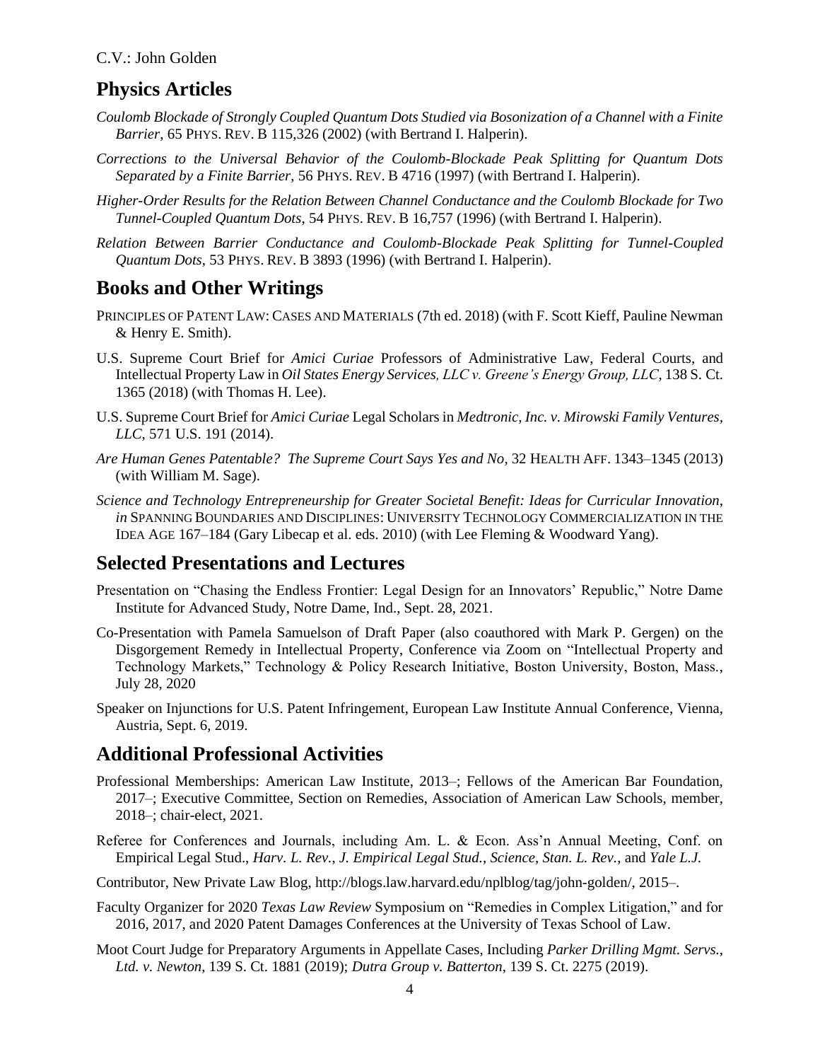## Physics Articles

*Coulomb Blockade of Strongly Coupled Quantum Dots Studied via Bosonization of a Channel with a Finite Barrier*, 65 PHYS. REV. B 115,326 (2002) (with Bertrand I. Halperin).

*Corrections to the Universal Behavior of the Coulomb-Blockade Peak Splitting for Quantum Dots Separated by a Finite Barrier*, 56 PHYS. REV. B 4716 (1997) (with Bertrand I. Halperin).

*Higher-Order Results for the Relation Between Channel Conductance and the Coulomb Blockade for Two Tunnel-Coupled Quantum Dots*, 54 PHYS. REV. B 16,757 (1996) (with Bertrand I. Halperin).

*Relation Between Barrier Conductance and Coulomb-Blockade Peak Splitting for Tunnel-Coupled Quantum Dots*, 53 PHYS. REV. B 3893 (1996) (with Bertrand I. Halperin).

## Books and Other Writings

PRINCIPLES OF PATENT LAW: CASES AND MATERIALS (7th ed. 2018) (with F. Scott Kieff, Pauline Newman & Henry E. Smith).

U.S. Supreme Court Brief for *Amici Curiae* Professors of Administrative Law, Federal Courts, and Intellectual Property Law in *Oil States Energy Services, LLC v. Greene's Energy Group, LLC*, 138 S. Ct. 1365 (2018) (with Thomas H. Lee).

U.S. Supreme Court Brief for *Amici Curiae* Legal Scholars in *Medtronic, Inc. v. Mirowski Family Ventures, LLC*, 571 U.S. 191 (2014).

*Are Human Genes Patentable? The Supreme Court Says Yes and No*, 32 HEALTH AFF. 1343–1345 (2013) (with William M. Sage).

*Science and Technology Entrepreneurship for Greater Societal Benefit: Ideas for Curricular Innovation*, *in* SPANNING BOUNDARIES AND DISCIPLINES: UNIVERSITY TECHNOLOGY COMMERCIALIZATION IN THE IDEA AGE 167–184 (Gary Libecap et al. eds. 2010) (with Lee Fleming & Woodward Yang).

## Selected Presentations and Lectures

Presentation on "Chasing the Endless Frontier: Legal Design for an Innovators' Republic," Notre Dame Institute for Advanced Study, Notre Dame, Ind., Sept. 28, 2021.

Co-Presentation with Pamela Samuelson of Draft Paper (also coauthored with Mark P. Gergen) on the Disgorgement Remedy in Intellectual Property, Conference via Zoom on "Intellectual Property and Technology Markets," Technology & Policy Research Initiative, Boston University, Boston, Mass., July 28, 2020

Speaker on Injunctions for U.S. Patent Infringement, European Law Institute Annual Conference, Vienna, Austria, Sept. 6, 2019.

## Additional Professional Activities

Professional Memberships: American Law Institute, 2013–; Fellows of the American Bar Foundation, 2017–; Executive Committee, Section on Remedies, Association of American Law Schools, member, 2018–; chair-elect, 2021.

Referee for Conferences and Journals, including Am. L. & Econ. Ass'n Annual Meeting, Conf. on Empirical Legal Stud., *Harv. L. Rev.*, *J. Empirical Legal Stud.*, *Science*, *Stan. L. Rev.*, and *Yale L.J.*

Contributor, New Private Law Blog, http://blogs.law.harvard.edu/nplblog/tag/john-golden/, 2015–.

Faculty Organizer for 2020 *Texas Law Review* Symposium on "Remedies in Complex Litigation," and for 2016, 2017, and 2020 Patent Damages Conferences at the University of Texas School of Law.

Moot Court Judge for Preparatory Arguments in Appellate Cases, Including *Parker Drilling Mgmt. Servs., Ltd. v. Newton*, 139 S. Ct. 1881 (2019); *Dutra Group v. Batterton*, 139 S. Ct. 2275 (2019).